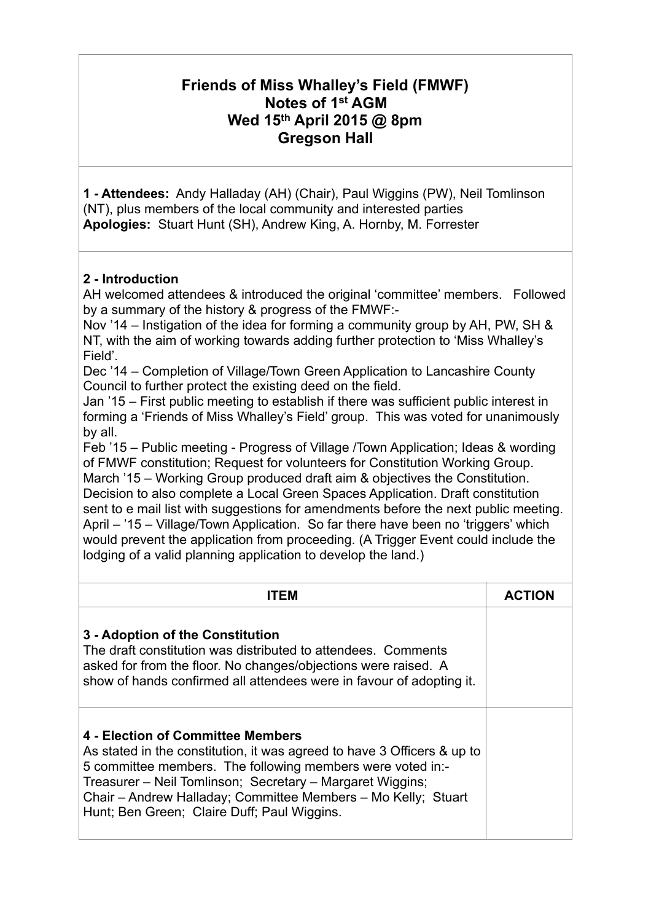# Friends of Miss Whalley's Field (FMWF)
## Notes of 1st AGM
## Wed 15th April 2015 @ 8pm
## Gregson Hall

**1 - Attendees:** Andy Halladay (AH) (Chair), Paul Wiggins (PW), Neil Tomlinson (NT), plus members of the local community and interested parties
**Apologies:** Stuart Hunt (SH), Andrew King, A. Hornby, M. Forrester

**2 - Introduction**
AH welcomed attendees & introduced the original 'committee' members. Followed by a summary of the history & progress of the FMWF:-
Nov '14 – Instigation of the idea for forming a community group by AH, PW, SH & NT, with the aim of working towards adding further protection to 'Miss Whalley's Field'.
Dec '14 – Completion of Village/Town Green Application to Lancashire County Council to further protect the existing deed on the field.
Jan '15 – First public meeting to establish if there was sufficient public interest in forming a 'Friends of Miss Whalley's Field' group. This was voted for unanimously by all.
Feb '15 – Public meeting - Progress of Village /Town Application; Ideas & wording of FMWF constitution; Request for volunteers for Constitution Working Group.
March '15 – Working Group produced draft aim & objectives the Constitution. Decision to also complete a Local Green Spaces Application. Draft constitution sent to e mail list with suggestions for amendments before the next public meeting.
April – '15 – Village/Town Application. So far there have been no 'triggers' which would prevent the application from proceeding. (A Trigger Event could include the lodging of a valid planning application to develop the land.)

| ITEM | ACTION |
|---|---|
| **3 - Adoption of the Constitution**<br>The draft constitution was distributed to attendees. Comments asked for from the floor. No changes/objections were raised. A show of hands confirmed all attendees were in favour of adopting it. | |
| **4 - Election of Committee Members**<br>As stated in the constitution, it was agreed to have 3 Officers & up to 5 committee members. The following members were voted in:-<br>Treasurer – Neil Tomlinson; Secretary – Margaret Wiggins;<br>Chair – Andrew Halladay; Committee Members – Mo Kelly; Stuart Hunt; Ben Green; Claire Duff; Paul Wiggins. | |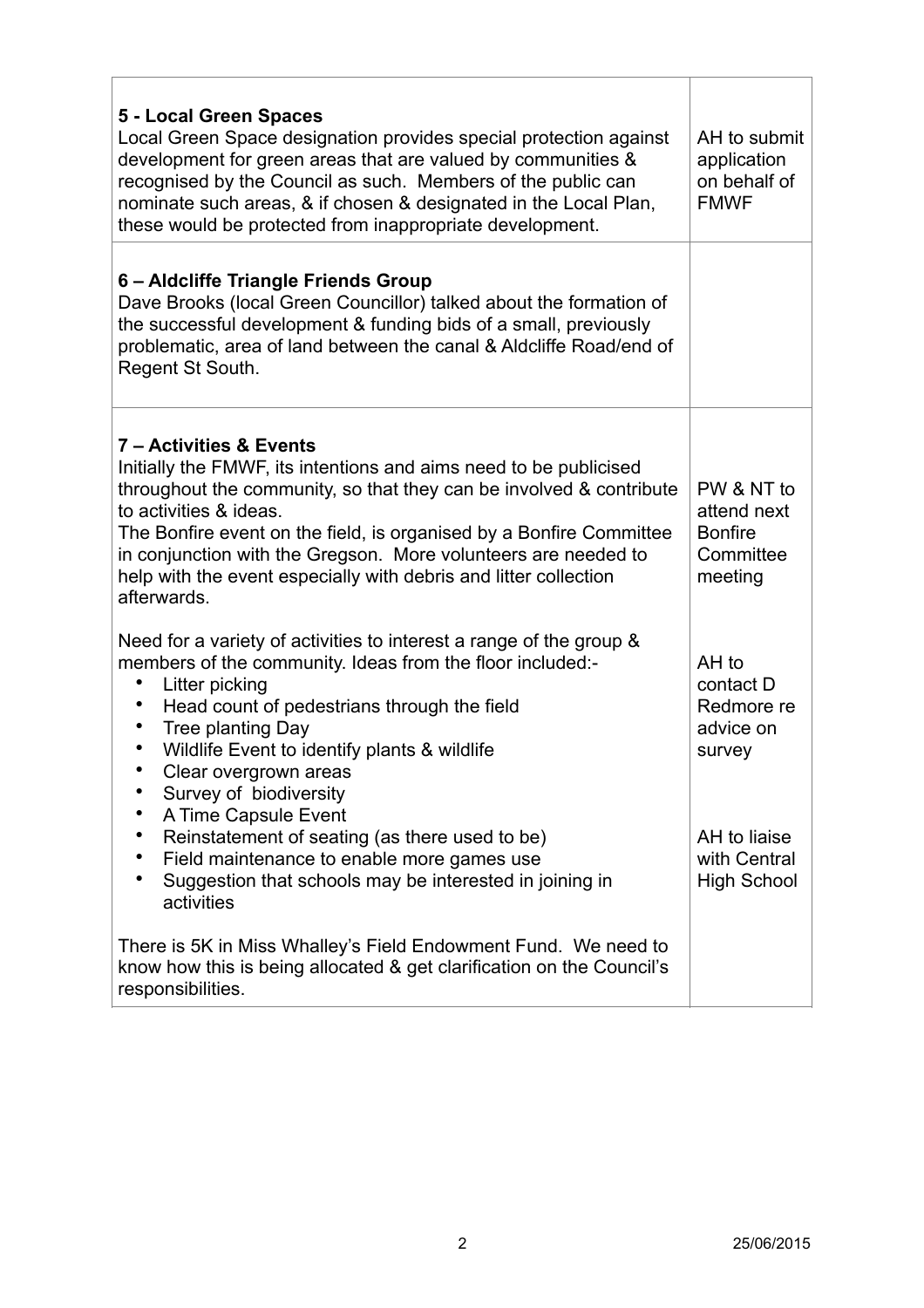| | |
|---|---|
| **5 - Local Green Spaces**<br>Local Green Space designation provides special protection against development for green areas that are valued by communities & recognised by the Council as such. Members of the public can nominate such areas, & if chosen & designated in the Local Plan, these would be protected from inappropriate development. | AH to submit application on behalf of FMWF |
| **6 – Aldcliffe Triangle Friends Group**<br>Dave Brooks (local Green Councillor) talked about the formation of the successful development & funding bids of a small, previously problematic, area of land between the canal & Aldcliffe Road/end of Regent St South. | |
| **7 – Activities & Events**<br>Initially the FMWF, its intentions and aims need to be publicised throughout the community, so that they can be involved & contribute to activities & ideas.<br>The Bonfire event on the field, is organised by a Bonfire Committee in conjunction with the Gregson. More volunteers are needed to help with the event especially with debris and litter collection afterwards.<br><br>Need for a variety of activities to interest a range of the group & members of the community. Ideas from the floor included:-<br>• Litter picking<br>• Head count of pedestrians through the field<br>• Tree planting Day<br>• Wildlife Event to identify plants & wildlife<br>• Clear overgrown areas<br>• Survey of biodiversity<br>• A Time Capsule Event<br>• Reinstatement of seating (as there used to be)<br>• Field maintenance to enable more games use<br>• Suggestion that schools may be interested in joining in activities<br><br>There is 5K in Miss Whalley's Field Endowment Fund. We need to know how this is being allocated & get clarification on the Council's responsibilities. | PW & NT to attend next Bonfire Committee meeting<br><br>AH to contact D Redmore re advice on survey<br><br>AH to liaise with Central High School |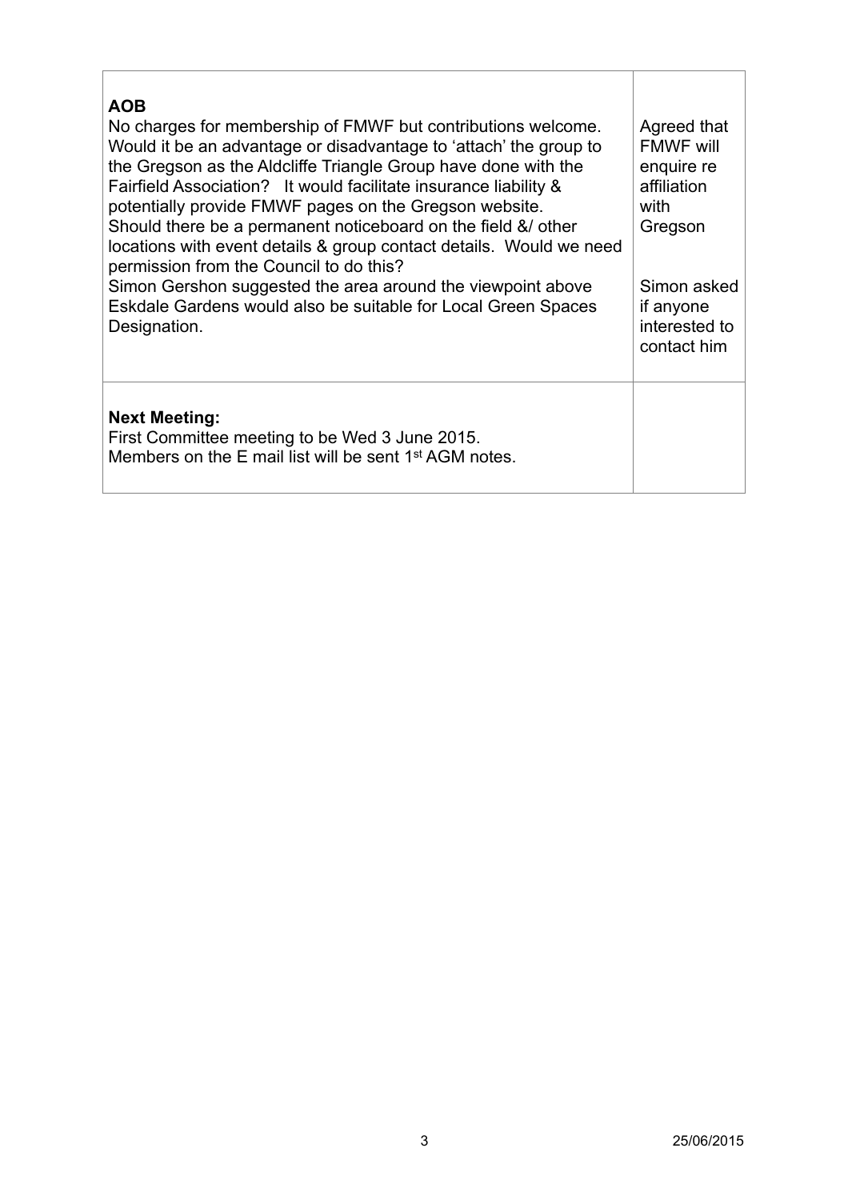| | |
|---|---|
| **AOB**<br>No charges for membership of FMWF but contributions welcome.<br>Would it be an advantage or disadvantage to 'attach' the group to the Gregson as the Aldcliffe Triangle Group have done with the Fairfield Association? It would facilitate insurance liability & potentially provide FMWF pages on the Gregson website.<br>Should there be a permanent noticeboard on the field &/ other locations with event details & group contact details. Would we need permission from the Council to do this?<br>Simon Gershon suggested the area around the viewpoint above Eskdale Gardens would also be suitable for Local Green Spaces Designation. | Agreed that FMWF will enquire re affiliation with Gregson<br><br>Simon asked if anyone interested to contact him |
| **Next Meeting:**<br>First Committee meeting to be Wed 3 June 2015.<br>Members on the E mail list will be sent 1st AGM notes. | |